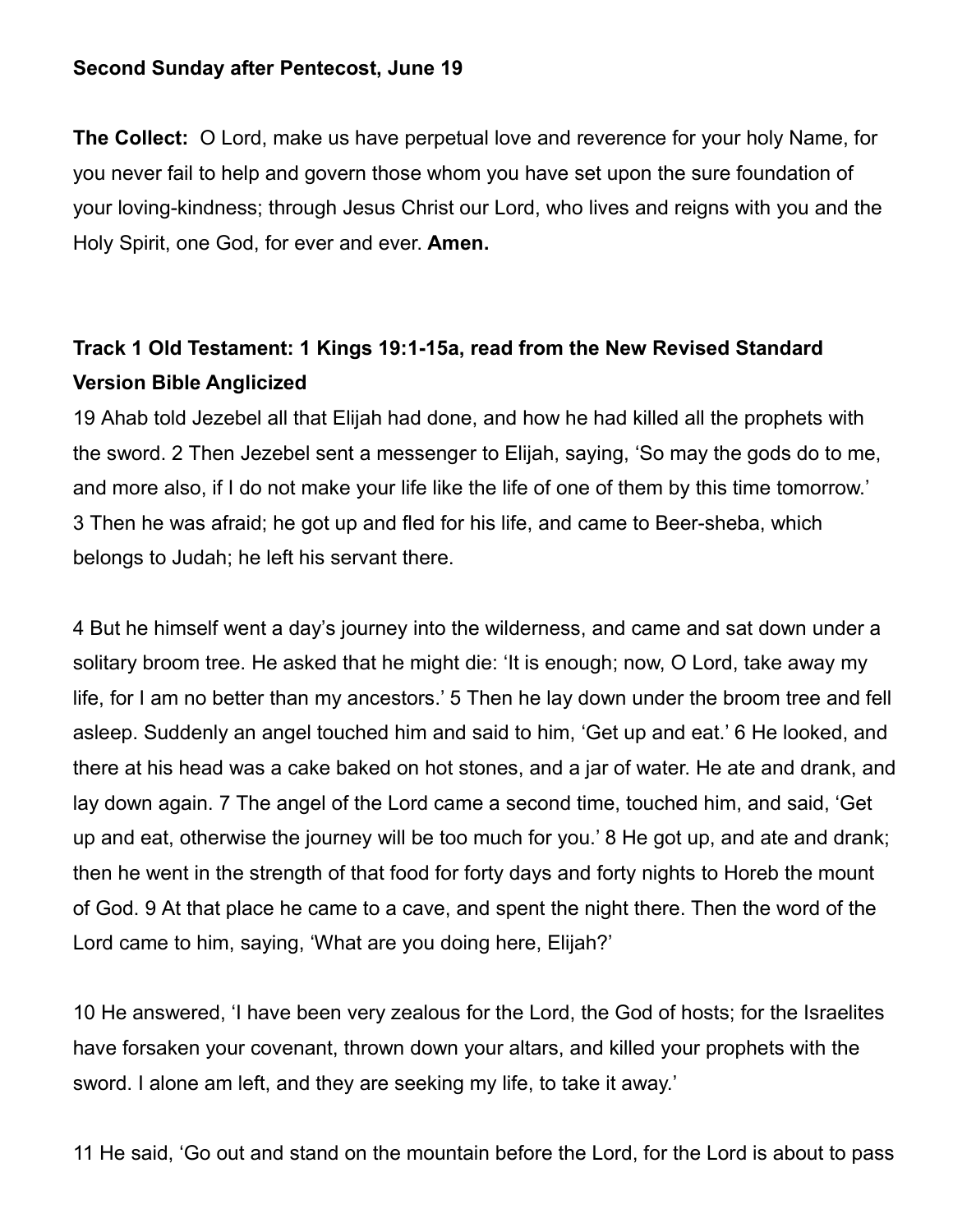**Second Sunday after Pentecost, June 19**

**The Collect:** O Lord, make us have perpetual love and reverence for your holy Name, for you never fail to help and govern those whom you have set upon the sure foundation of your loving-kindness; through Jesus Christ our Lord, who lives and reigns with you and the Holy Spirit, one God, for ever and ever. **Amen.**

**Track 1 Old Testament: 1 Kings 19:1-15a, read from the New Revised Standard Version Bible Anglicized**

19 Ahab told Jezebel all that Elijah had done, and how he had killed all the prophets with the sword. 2 Then Jezebel sent a messenger to Elijah, saying, 'So may the gods do to me, and more also, if I do not make your life like the life of one of them by this time tomorrow.' 3 Then he was afraid; he got up and fled for his life, and came to Beer-sheba, which belongs to Judah; he left his servant there.

4 But he himself went a day's journey into the wilderness, and came and sat down under a solitary broom tree. He asked that he might die: 'It is enough; now, O Lord, take away my life, for I am no better than my ancestors.' 5 Then he lay down under the broom tree and fell asleep. Suddenly an angel touched him and said to him, 'Get up and eat.' 6 He looked, and there at his head was a cake baked on hot stones, and a jar of water. He ate and drank, and lay down again. 7 The angel of the Lord came a second time, touched him, and said, 'Get up and eat, otherwise the journey will be too much for you.' 8 He got up, and ate and drank; then he went in the strength of that food for forty days and forty nights to Horeb the mount of God. 9 At that place he came to a cave, and spent the night there. Then the word of the Lord came to him, saying, 'What are you doing here, Elijah?'

10 He answered, 'I have been very zealous for the Lord, the God of hosts; for the Israelites have forsaken your covenant, thrown down your altars, and killed your prophets with the sword. I alone am left, and they are seeking my life, to take it away.'

11 He said, 'Go out and stand on the mountain before the Lord, for the Lord is about to pass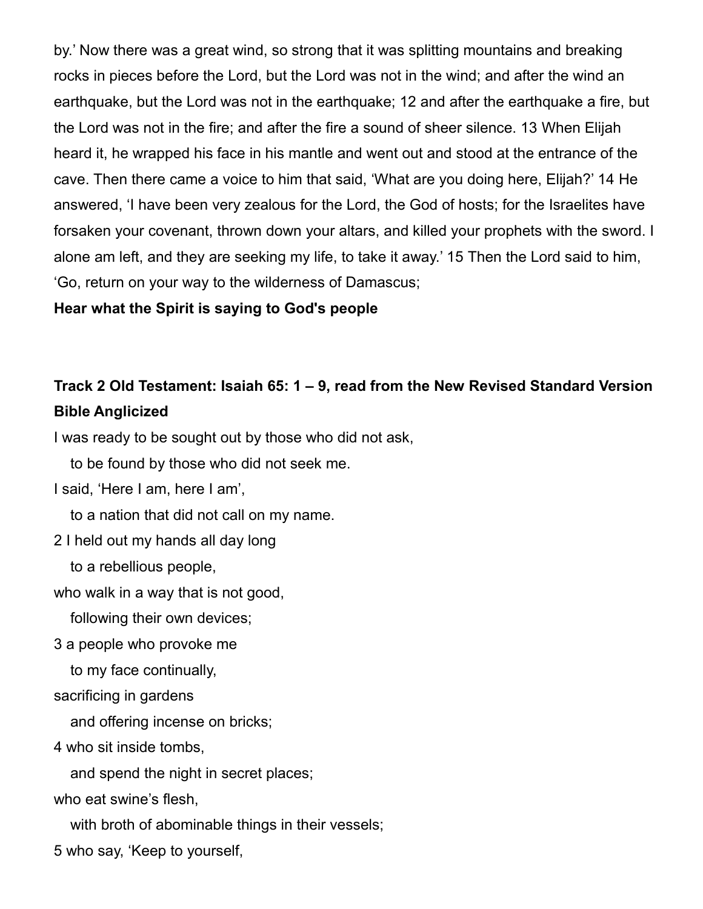by.' Now there was a great wind, so strong that it was splitting mountains and breaking rocks in pieces before the Lord, but the Lord was not in the wind; and after the wind an earthquake, but the Lord was not in the earthquake; 12 and after the earthquake a fire, but the Lord was not in the fire; and after the fire a sound of sheer silence. 13 When Elijah heard it, he wrapped his face in his mantle and went out and stood at the entrance of the cave. Then there came a voice to him that said, 'What are you doing here, Elijah?' 14 He answered, 'I have been very zealous for the Lord, the God of hosts; for the Israelites have forsaken your covenant, thrown down your altars, and killed your prophets with the sword. I alone am left, and they are seeking my life, to take it away.' 15 Then the Lord said to him, 'Go, return on your way to the wilderness of Damascus;

**Hear what the Spirit is saying to God's people**

**Track 2 Old Testament: Isaiah 65: 1 – 9, read from the New Revised Standard Version Bible Anglicized**

I was ready to be sought out by those who did not ask,
   to be found by those who did not seek me.
I said, 'Here I am, here I am',
   to a nation that did not call on my name.
2 I held out my hands all day long
   to a rebellious people,
who walk in a way that is not good,
   following their own devices;
3 a people who provoke me
   to my face continually,
sacrificing in gardens
   and offering incense on bricks;
4 who sit inside tombs,
   and spend the night in secret places;
who eat swine's flesh,
   with broth of abominable things in their vessels;
5 who say, 'Keep to yourself,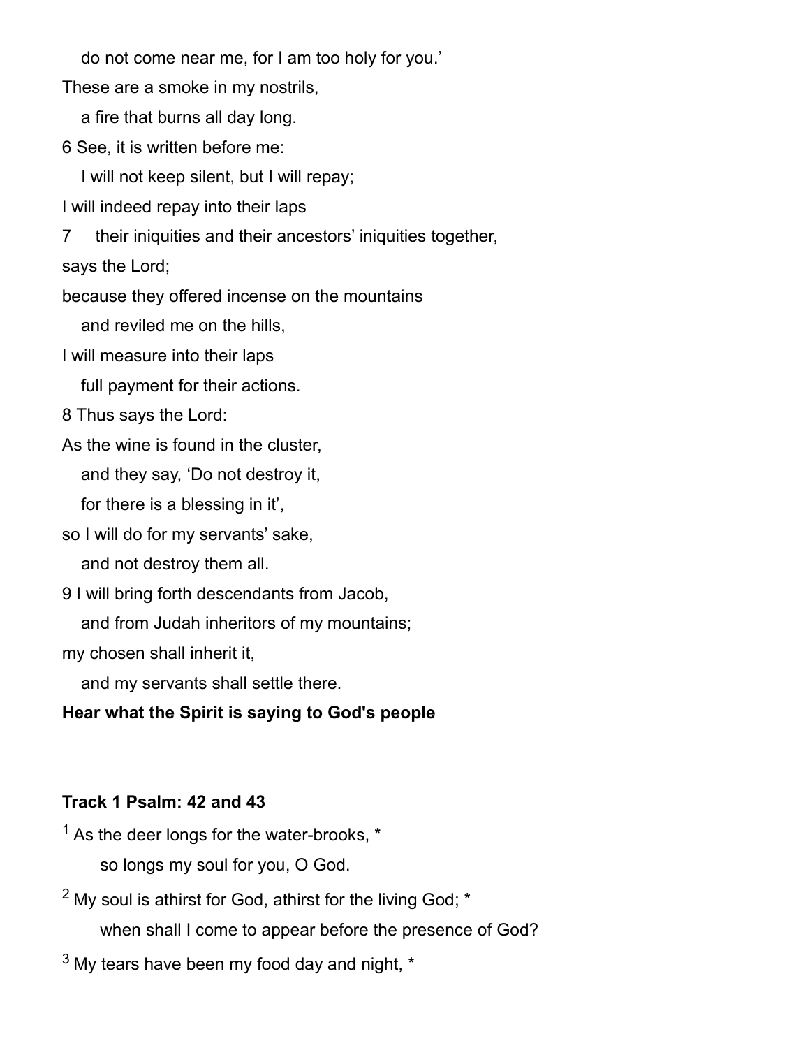do not come near me, for I am too holy for you.'

These are a smoke in my nostrils,

a fire that burns all day long.

6 See, it is written before me:

I will not keep silent, but I will repay;

I will indeed repay into their laps

7 their iniquities and their ancestors' iniquities together,

says the Lord;

because they offered incense on the mountains

and reviled me on the hills,

I will measure into their laps

full payment for their actions.

8 Thus says the Lord:

As the wine is found in the cluster,

and they say, 'Do not destroy it,

for there is a blessing in it',

so I will do for my servants' sake,

and not destroy them all.

9 I will bring forth descendants from Jacob,

and from Judah inheritors of my mountains;

my chosen shall inherit it,

and my servants shall settle there.

**Hear what the Spirit is saying to God's people**

**Track 1 Psalm: 42 and 43**

1 As the deer longs for the water-brooks, *

so longs my soul for you, O God.

2 My soul is athirst for God, athirst for the living God; *

when shall I come to appear before the presence of God?

3 My tears have been my food day and night, *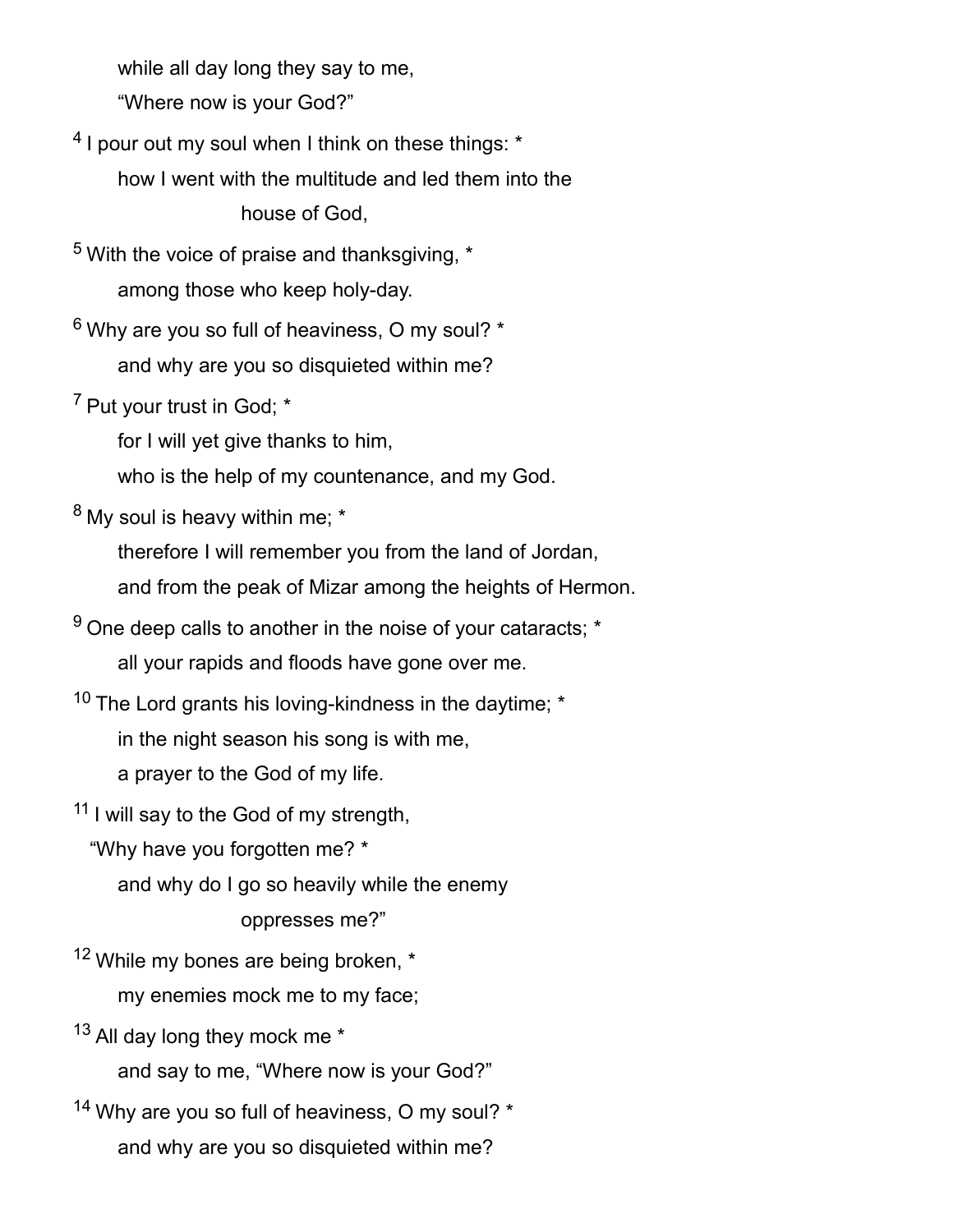while all day long they say to me,
"Where now is your God?"

[4] I pour out my soul when I think on these things: *
how I went with the multitude and led them into the
house of God,

[5] With the voice of praise and thanksgiving, *
among those who keep holy-day.

[6] Why are you so full of heaviness, O my soul? *
and why are you so disquieted within me?

[7] Put your trust in God; *
for I will yet give thanks to him,
who is the help of my countenance, and my God.

[8] My soul is heavy within me; *
therefore I will remember you from the land of Jordan,
and from the peak of Mizar among the heights of Hermon.

[9] One deep calls to another in the noise of your cataracts; *
all your rapids and floods have gone over me.

[10] The Lord grants his loving-kindness in the daytime; *
in the night season his song is with me,
a prayer to the God of my life.

[11] I will say to the God of my strength,
"Why have you forgotten me? *
and why do I go so heavily while the enemy
oppresses me?"

[12] While my bones are being broken, *
my enemies mock me to my face;

[13] All day long they mock me *
and say to me, "Where now is your God?"

[14] Why are you so full of heaviness, O my soul? *
and why are you so disquieted within me?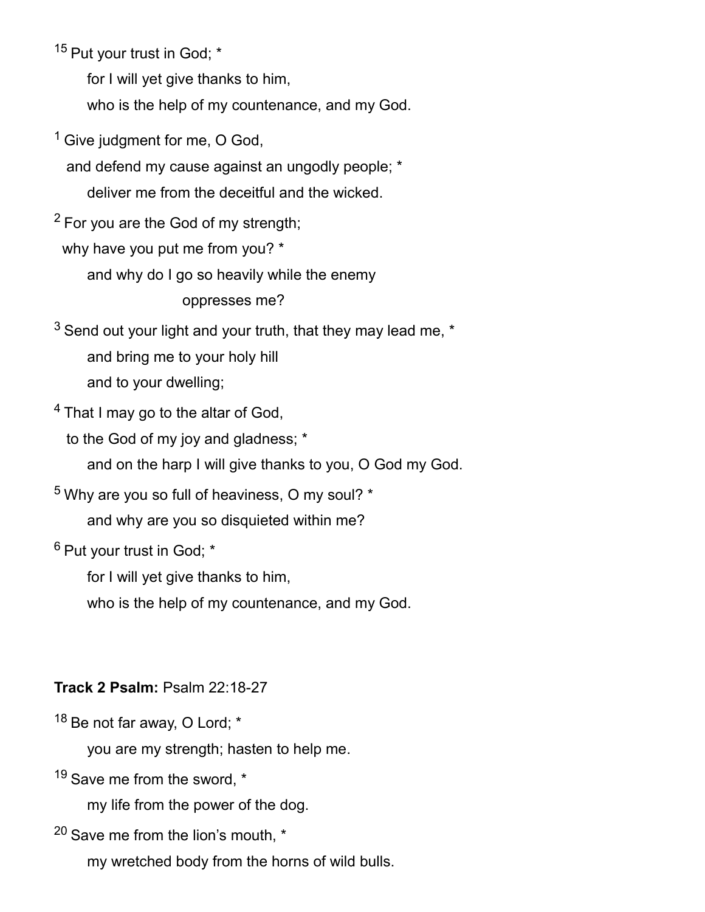15 Put your trust in God; *

for I will yet give thanks to him,

who is the help of my countenance, and my God.

1 Give judgment for me, O God,

and defend my cause against an ungodly people; *

deliver me from the deceitful and the wicked.

2 For you are the God of my strength;

why have you put me from you? *

and why do I go so heavily while the enemy oppresses me?

3 Send out your light and your truth, that they may lead me, *

and bring me to your holy hill

and to your dwelling;

4 That I may go to the altar of God,

to the God of my joy and gladness; *

and on the harp I will give thanks to you, O God my God.

5 Why are you so full of heaviness, O my soul? *

and why are you so disquieted within me?

6 Put your trust in God; *

for I will yet give thanks to him,

who is the help of my countenance, and my God.

**Track 2 Psalm:** Psalm 22:18-27

18 Be not far away, O Lord; *

you are my strength; hasten to help me.

19 Save me from the sword, *

my life from the power of the dog.

20 Save me from the lion's mouth, *

my wretched body from the horns of wild bulls.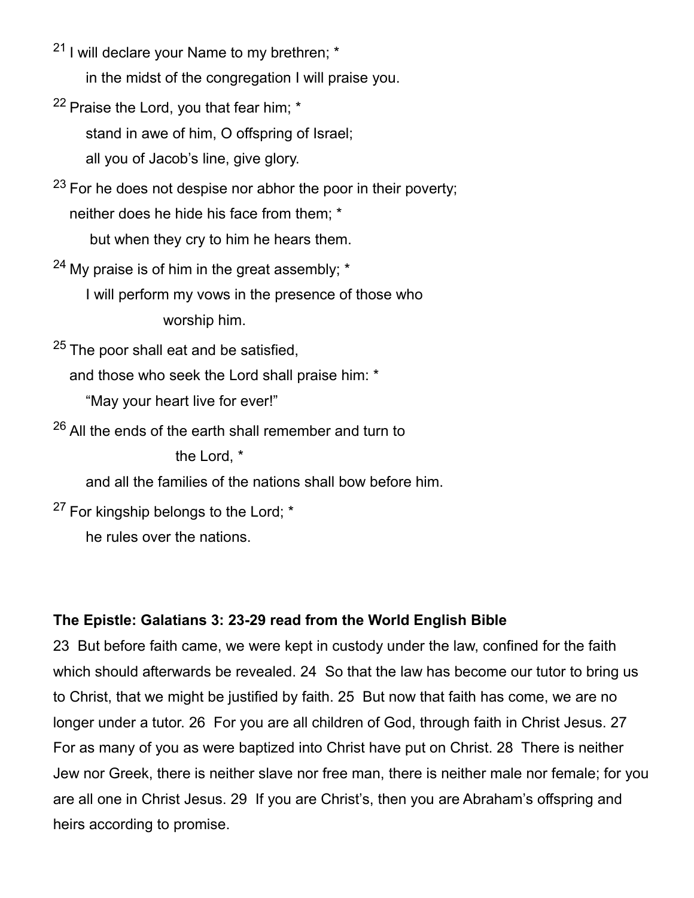[21] I will declare your Name to my brethren; *  
  in the midst of the congregation I will praise you.

[22] Praise the Lord, you that fear him; *  
  stand in awe of him, O offspring of Israel;  
  all you of Jacob's line, give glory.

[23] For he does not despise nor abhor the poor in their poverty;  
 neither does he hide his face from them; *  
  but when they cry to him he hears them.

[24] My praise is of him in the great assembly; *  
  I will perform my vows in the presence of those who  
    worship him.

[25] The poor shall eat and be satisfied,  
 and those who seek the Lord shall praise him: *  
  "May your heart live for ever!"

[26] All the ends of the earth shall remember and turn to  
    the Lord, *  
  and all the families of the nations shall bow before him.

[27] For kingship belongs to the Lord; *  
  he rules over the nations.

**The Epistle: Galatians 3: 23-29 read from the World English Bible**

23 But before faith came, we were kept in custody under the law, confined for the faith which should afterwards be revealed. 24 So that the law has become our tutor to bring us to Christ, that we might be justified by faith. 25 But now that faith has come, we are no longer under a tutor. 26 For you are all children of God, through faith in Christ Jesus. 27 For as many of you as were baptized into Christ have put on Christ. 28 There is neither Jew nor Greek, there is neither slave nor free man, there is neither male nor female; for you are all one in Christ Jesus. 29 If you are Christ's, then you are Abraham's offspring and heirs according to promise.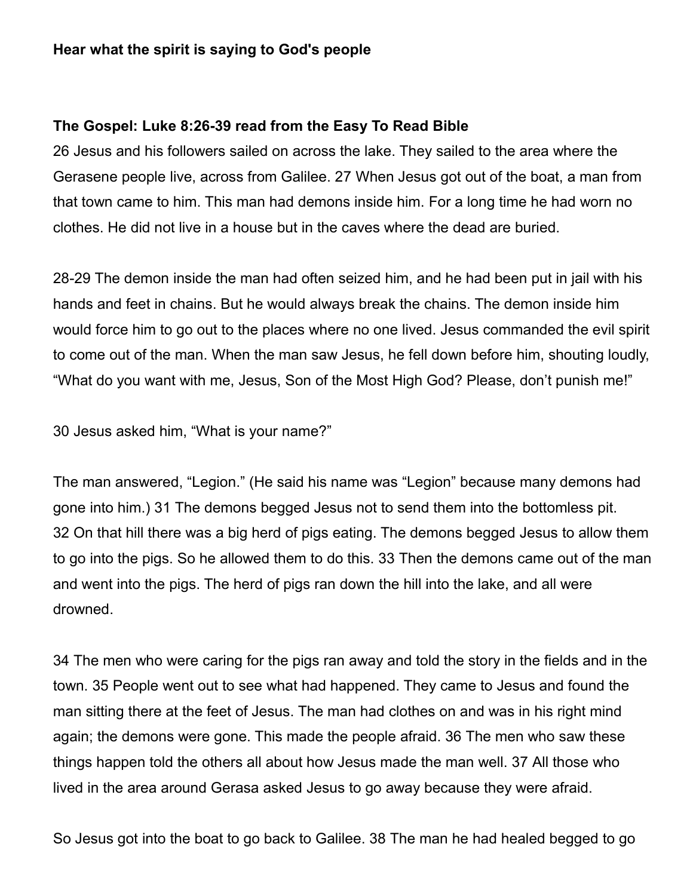**Hear what the spirit is saying to God's people**

**The Gospel: Luke 8:26-39 read from the Easy To Read Bible**

26 Jesus and his followers sailed on across the lake. They sailed to the area where the Gerasene people live, across from Galilee. 27 When Jesus got out of the boat, a man from that town came to him. This man had demons inside him. For a long time he had worn no clothes. He did not live in a house but in the caves where the dead are buried.

28-29 The demon inside the man had often seized him, and he had been put in jail with his hands and feet in chains. But he would always break the chains. The demon inside him would force him to go out to the places where no one lived. Jesus commanded the evil spirit to come out of the man. When the man saw Jesus, he fell down before him, shouting loudly, “What do you want with me, Jesus, Son of the Most High God? Please, don’t punish me!”

30 Jesus asked him, “What is your name?”

The man answered, “Legion.” (He said his name was “Legion” because many demons had gone into him.) 31 The demons begged Jesus not to send them into the bottomless pit. 32 On that hill there was a big herd of pigs eating. The demons begged Jesus to allow them to go into the pigs. So he allowed them to do this. 33 Then the demons came out of the man and went into the pigs. The herd of pigs ran down the hill into the lake, and all were drowned.

34 The men who were caring for the pigs ran away and told the story in the fields and in the town. 35 People went out to see what had happened. They came to Jesus and found the man sitting there at the feet of Jesus. The man had clothes on and was in his right mind again; the demons were gone. This made the people afraid. 36 The men who saw these things happen told the others all about how Jesus made the man well. 37 All those who lived in the area around Gerasa asked Jesus to go away because they were afraid.

So Jesus got into the boat to go back to Galilee. 38 The man he had healed begged to go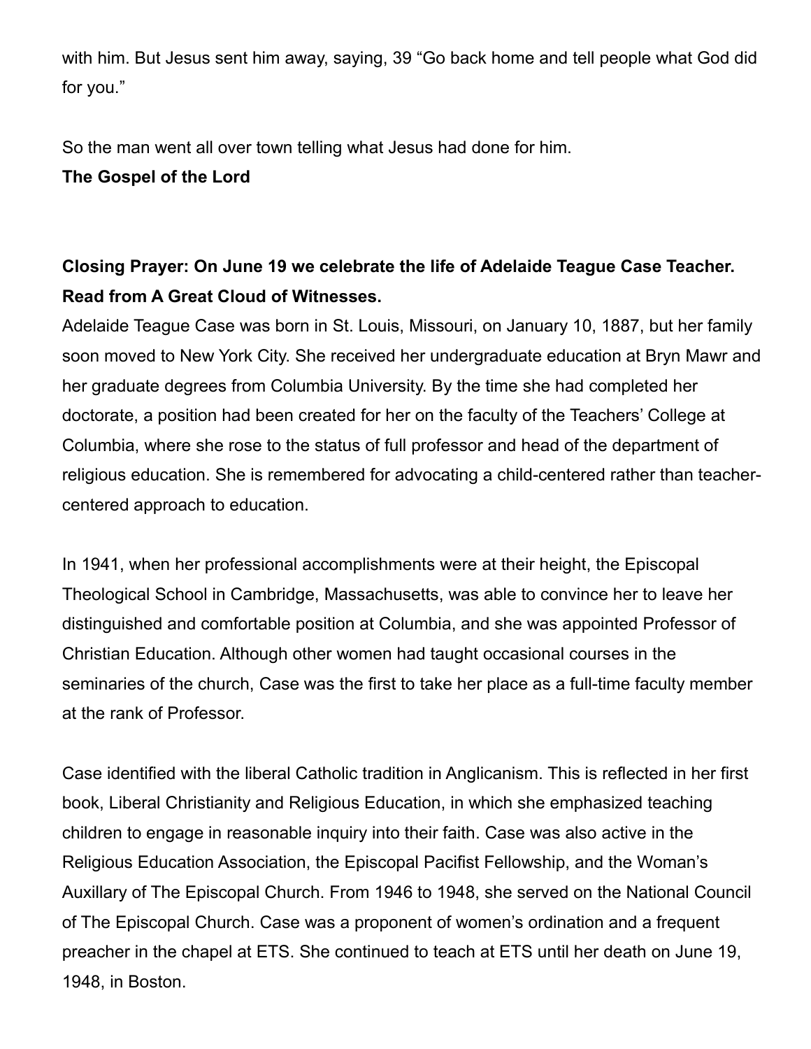with him. But Jesus sent him away, saying, 39 “Go back home and tell people what God did for you.”

So the man went all over town telling what Jesus had done for him.
**The Gospel of the Lord**

**Closing Prayer: On June 19 we celebrate the life of Adelaide Teague Case Teacher. Read from A Great Cloud of Witnesses.**

Adelaide Teague Case was born in St. Louis, Missouri, on January 10, 1887, but her family soon moved to New York City. She received her undergraduate education at Bryn Mawr and her graduate degrees from Columbia University. By the time she had completed her doctorate, a position had been created for her on the faculty of the Teachers’ College at Columbia, where she rose to the status of full professor and head of the department of religious education. She is remembered for advocating a child-centered rather than teacher-centered approach to education.

In 1941, when her professional accomplishments were at their height, the Episcopal Theological School in Cambridge, Massachusetts, was able to convince her to leave her distinguished and comfortable position at Columbia, and she was appointed Professor of Christian Education. Although other women had taught occasional courses in the seminaries of the church, Case was the first to take her place as a full-time faculty member at the rank of Professor.

Case identified with the liberal Catholic tradition in Anglicanism. This is reflected in her first book, Liberal Christianity and Religious Education, in which she emphasized teaching children to engage in reasonable inquiry into their faith. Case was also active in the Religious Education Association, the Episcopal Pacifist Fellowship, and the Woman’s Auxillary of The Episcopal Church. From 1946 to 1948, she served on the National Council of The Episcopal Church. Case was a proponent of women’s ordination and a frequent preacher in the chapel at ETS. She continued to teach at ETS until her death on June 19, 1948, in Boston.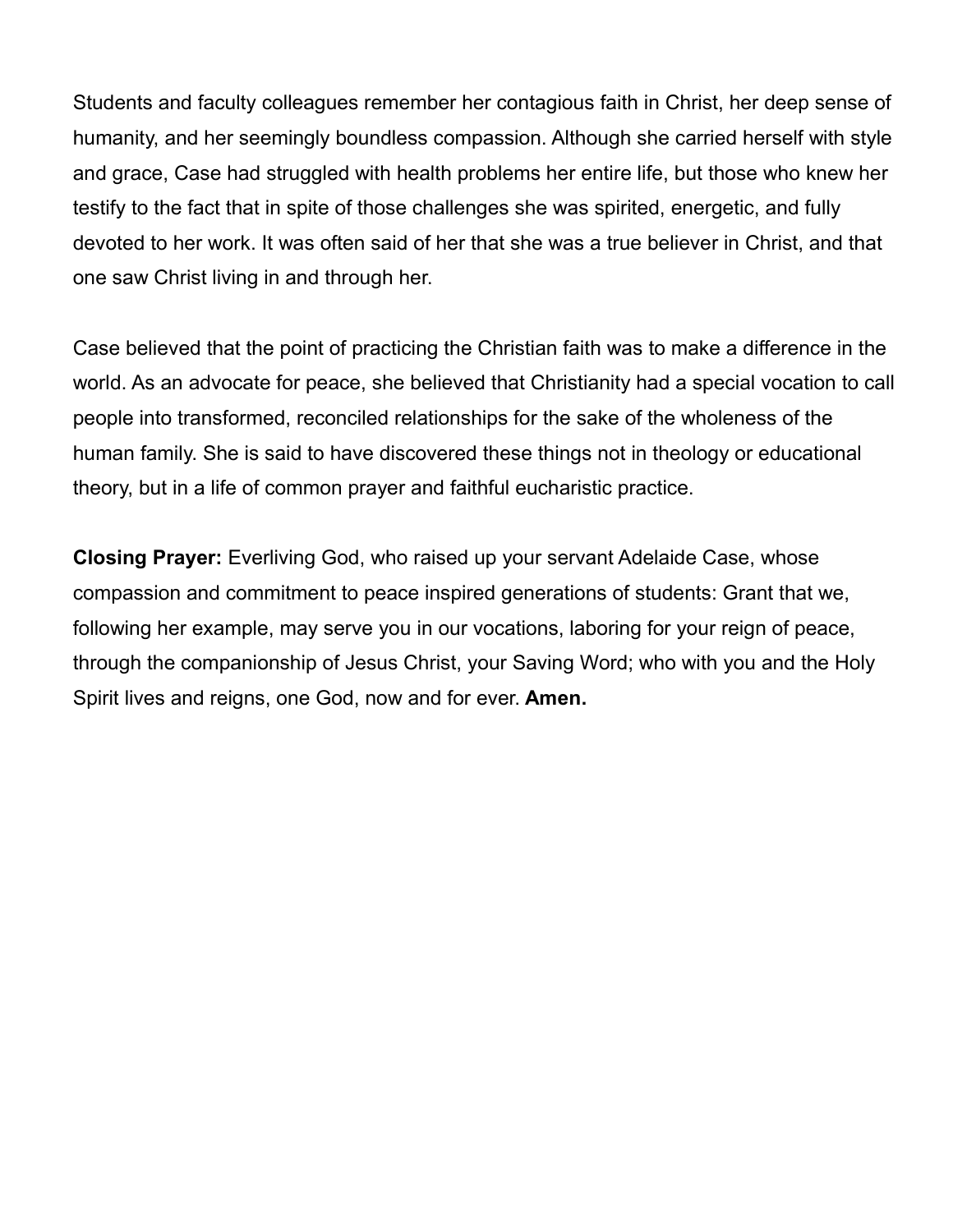Students and faculty colleagues remember her contagious faith in Christ, her deep sense of humanity, and her seemingly boundless compassion. Although she carried herself with style and grace, Case had struggled with health problems her entire life, but those who knew her testify to the fact that in spite of those challenges she was spirited, energetic, and fully devoted to her work. It was often said of her that she was a true believer in Christ, and that one saw Christ living in and through her.

Case believed that the point of practicing the Christian faith was to make a difference in the world. As an advocate for peace, she believed that Christianity had a special vocation to call people into transformed, reconciled relationships for the sake of the wholeness of the human family. She is said to have discovered these things not in theology or educational theory, but in a life of common prayer and faithful eucharistic practice.

**Closing Prayer:** Everliving God, who raised up your servant Adelaide Case, whose compassion and commitment to peace inspired generations of students: Grant that we, following her example, may serve you in our vocations, laboring for your reign of peace, through the companionship of Jesus Christ, your Saving Word; who with you and the Holy Spirit lives and reigns, one God, now and for ever. **Amen.**